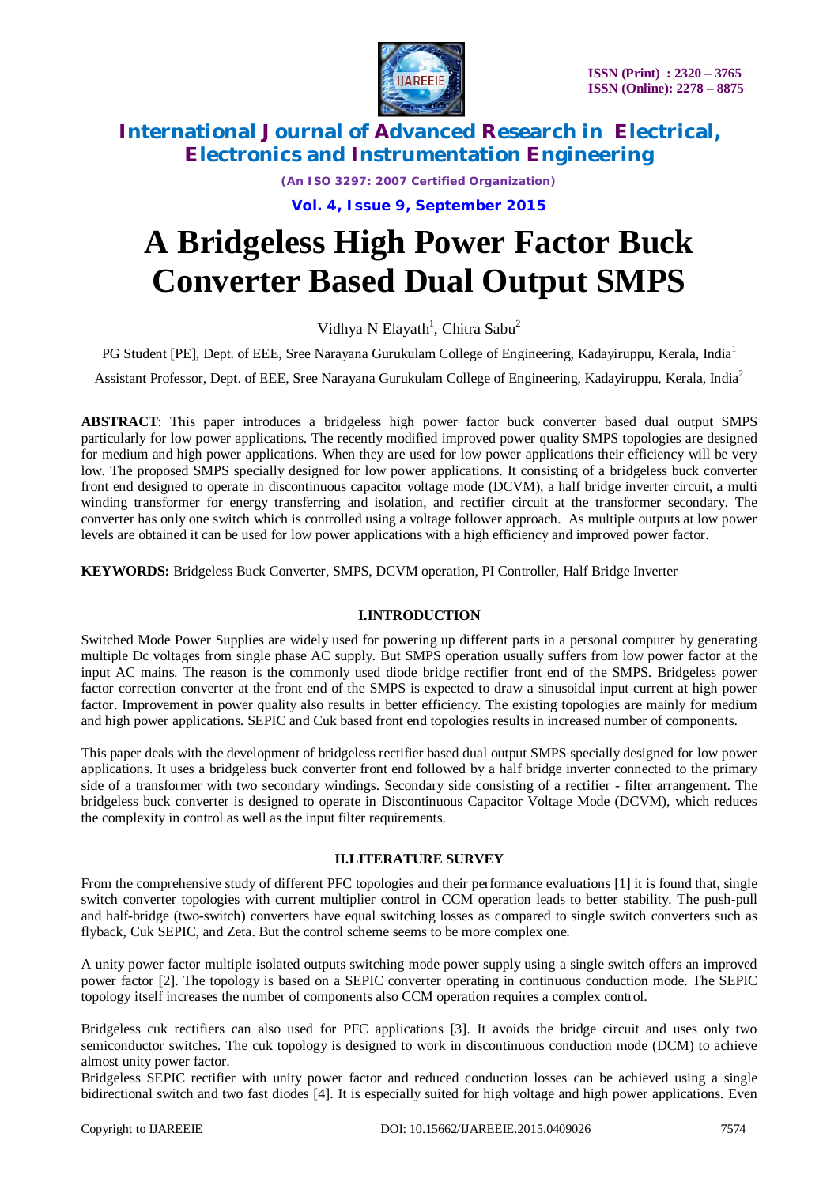# A Bridgeless High Power Factor Buck Converter Based Dual Output SMPS

Vidhya N Elayath[1], Chitra Sabu[2]

PG Student [PE], Dept. of EEE, Sree Narayana Gurukulam College of Engineering, Kadayiruppu, Kerala, India[1]

Assistant Professor, Dept. of EEE, Sree Narayana Gurukulam College of Engineering, Kadayiruppu, Kerala, India[2]

**ABSTRACT**: This paper introduces a bridgeless high power factor buck converter based dual output SMPS particularly for low power applications. The recently modified improved power quality SMPS topologies are designed for medium and high power applications. When they are used for low power applications their efficiency will be very low. The proposed SMPS specially designed for low power applications. It consisting of a bridgeless buck converter front end designed to operate in discontinuous capacitor voltage mode (DCVM), a half bridge inverter circuit, a multi winding transformer for energy transferring and isolation, and rectifier circuit at the transformer secondary. The converter has only one switch which is controlled using a voltage follower approach. As multiple outputs at low power levels are obtained it can be used for low power applications with a high efficiency and improved power factor.

**KEYWORDS:** Bridgeless Buck Converter, SMPS, DCVM operation, PI Controller, Half Bridge Inverter

## I.INTRODUCTION

Switched Mode Power Supplies are widely used for powering up different parts in a personal computer by generating multiple Dc voltages from single phase AC supply. But SMPS operation usually suffers from low power factor at the input AC mains. The reason is the commonly used diode bridge rectifier front end of the SMPS. Bridgeless power factor correction converter at the front end of the SMPS is expected to draw a sinusoidal input current at high power factor. Improvement in power quality also results in better efficiency. The existing topologies are mainly for medium and high power applications. SEPIC and Cuk based front end topologies results in increased number of components.

This paper deals with the development of bridgeless rectifier based dual output SMPS specially designed for low power applications. It uses a bridgeless buck converter front end followed by a half bridge inverter connected to the primary side of a transformer with two secondary windings. Secondary side consisting of a rectifier - filter arrangement. The bridgeless buck converter is designed to operate in Discontinuous Capacitor Voltage Mode (DCVM), which reduces the complexity in control as well as the input filter requirements.

## II.LITERATURE SURVEY

From the comprehensive study of different PFC topologies and their performance evaluations [1] it is found that, single switch converter topologies with current multiplier control in CCM operation leads to better stability. The push-pull and half-bridge (two-switch) converters have equal switching losses as compared to single switch converters such as flyback, Cuk SEPIC, and Zeta. But the control scheme seems to be more complex one.

A unity power factor multiple isolated outputs switching mode power supply using a single switch offers an improved power factor [2]. The topology is based on a SEPIC converter operating in continuous conduction mode. The SEPIC topology itself increases the number of components also CCM operation requires a complex control.

Bridgeless cuk rectifiers can also used for PFC applications [3]. It avoids the bridge circuit and uses only two semiconductor switches. The cuk topology is designed to work in discontinuous conduction mode (DCM) to achieve almost unity power factor.

Bridgeless SEPIC rectifier with unity power factor and reduced conduction losses can be achieved using a single bidirectional switch and two fast diodes [4]. It is especially suited for high voltage and high power applications. Even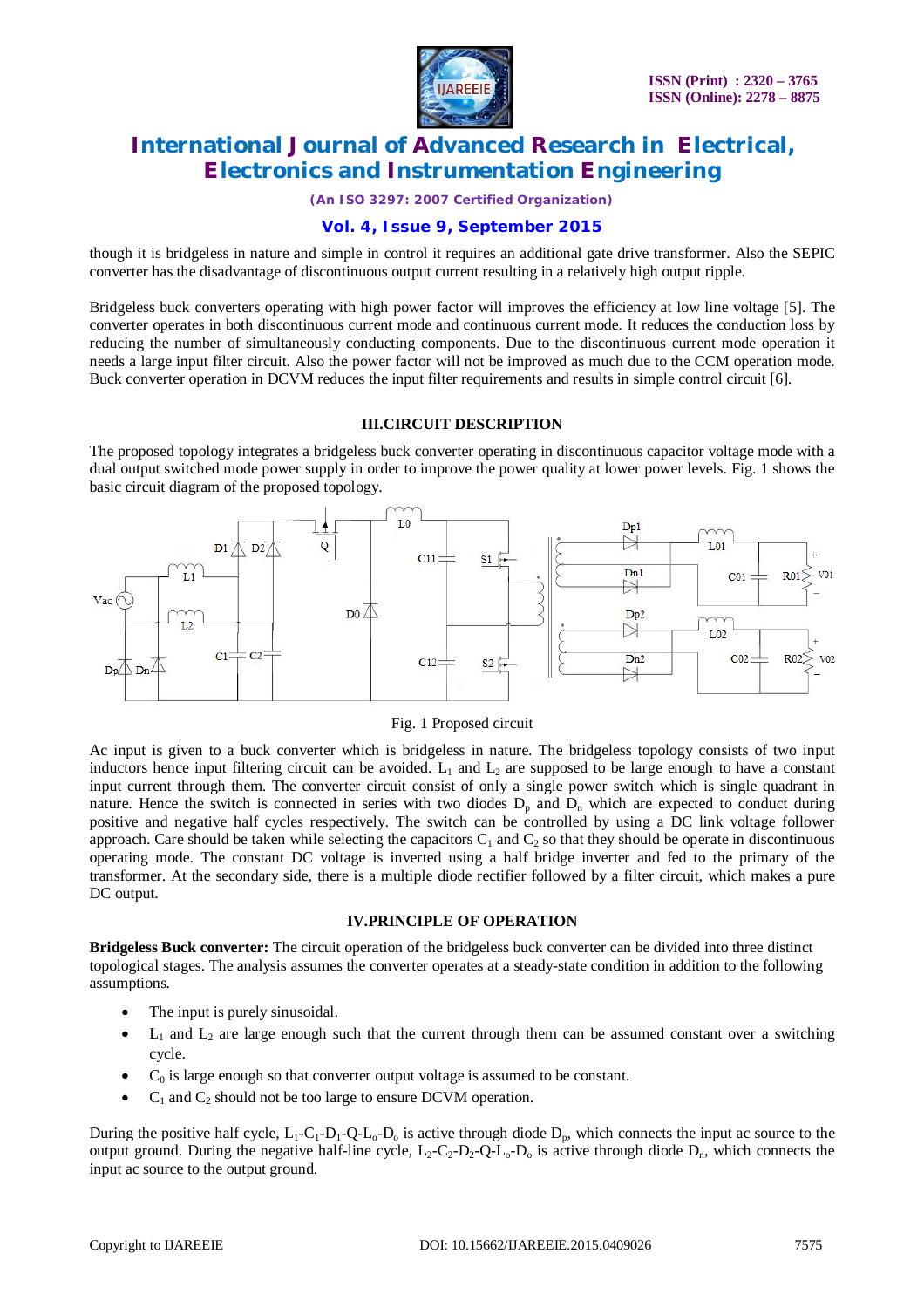though it is bridgeless in nature and simple in control it requires an additional gate drive transformer. Also the SEPIC converter has the disadvantage of discontinuous output current resulting in a relatively high output ripple.

Bridgeless buck converters operating with high power factor will improves the efficiency at low line voltage [5]. The converter operates in both discontinuous current mode and continuous current mode. It reduces the conduction loss by reducing the number of simultaneously conducting components. Due to the discontinuous current mode operation it needs a large input filter circuit. Also the power factor will not be improved as much due to the CCM operation mode. Buck converter operation in DCVM reduces the input filter requirements and results in simple control circuit [6].

## III.CIRCUIT DESCRIPTION

The proposed topology integrates a bridgeless buck converter operating in discontinuous capacitor voltage mode with a dual output switched mode power supply in order to improve the power quality at lower power levels. Fig. 1 shows the basic circuit diagram of the proposed topology.

Fig. 1 Proposed circuit

Ac input is given to a buck converter which is bridgeless in nature. The bridgeless topology consists of two input inductors hence input filtering circuit can be avoided. $L_1$ and $L_2$ are supposed to be large enough to have a constant input current through them. The converter circuit consist of only a single power switch which is single quadrant in nature. Hence the switch is connected in series with two diodes $D_p$ and $D_n$ which are expected to conduct during positive and negative half cycles respectively. The switch can be controlled by using a DC link voltage follower approach. Care should be taken while selecting the capacitors $C_1$ and $C_2$ so that they should be operate in discontinuous operating mode. The constant DC voltage is inverted using a half bridge inverter and fed to the primary of the transformer. At the secondary side, there is a multiple diode rectifier followed by a filter circuit, which makes a pure DC output.

## IV.PRINCIPLE OF OPERATION

**Bridgeless Buck converter:** The circuit operation of the bridgeless buck converter can be divided into three distinct topological stages. The analysis assumes the converter operates at a steady-state condition in addition to the following assumptions.

- The input is purely sinusoidal.
- $L_1$ and $L_2$ are large enough such that the current through them can be assumed constant over a switching cycle.
- $C_0$ is large enough so that converter output voltage is assumed to be constant.
- $C_1$ and $C_2$ should not be too large to ensure DCVM operation.

During the positive half cycle, $L_1$-$C_1$-$D_1$-Q-$L_o$-$D_o$ is active through diode $D_p$, which connects the input ac source to the output ground. During the negative half-line cycle, $L_2$-$C_2$-$D_2$-Q-$L_o$-$D_o$ is active through diode $D_n$, which connects the input ac source to the output ground.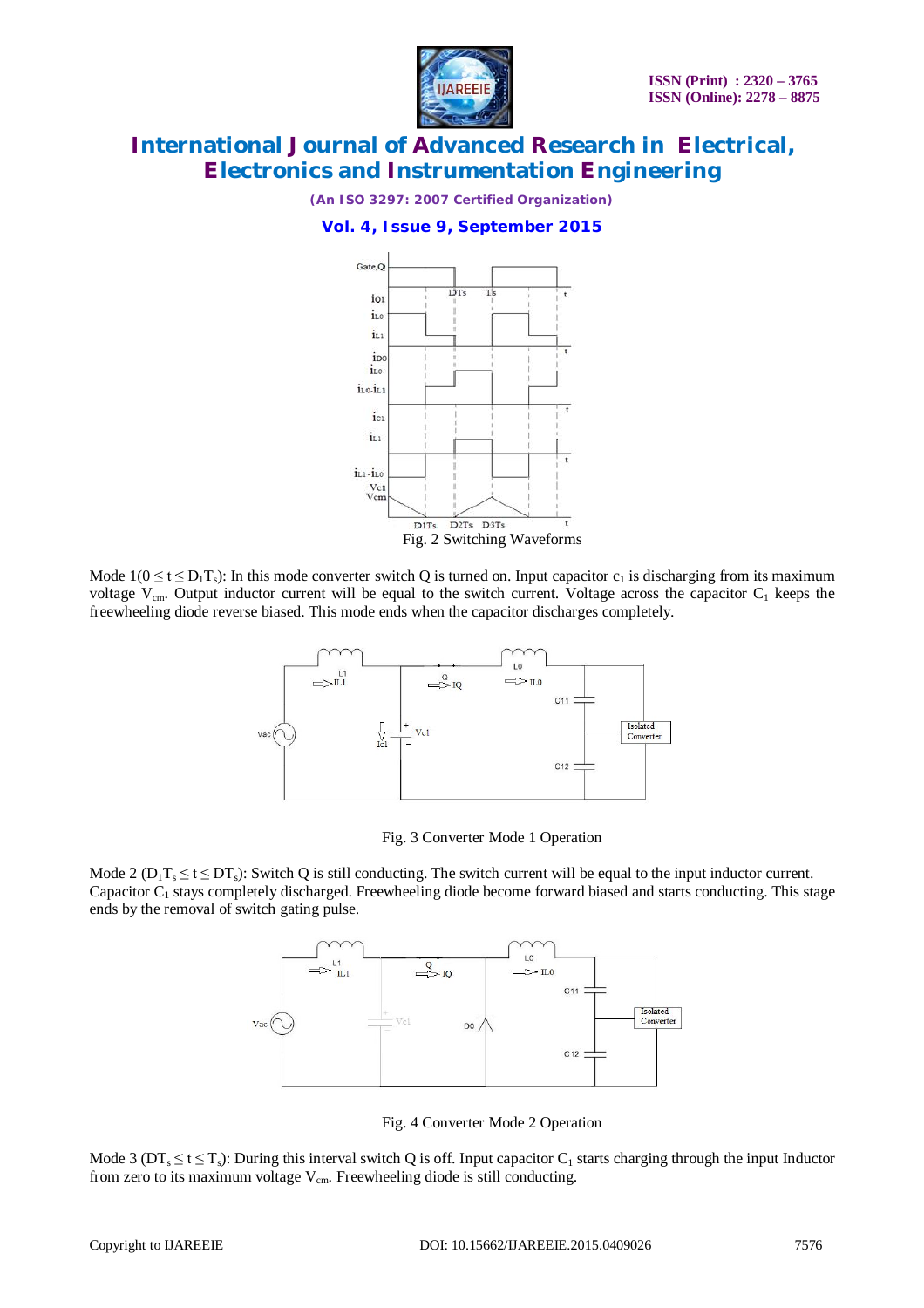Fig. 2 Switching Waveforms

Mode 1($0 \leq t \leq D_1T_s$): In this mode converter switch Q is turned on. Input capacitor $c_1$ is discharging from its maximum voltage $V_{cm}$. Output inductor current will be equal to the switch current. Voltage across the capacitor $C_1$ keeps the freewheeling diode reverse biased. This mode ends when the capacitor discharges completely.

Fig. 3 Converter Mode 1 Operation

Mode 2 ($D_1T_s \leq t \leq DT_s$): Switch Q is still conducting. The switch current will be equal to the input inductor current. Capacitor $C_1$ stays completely discharged. Freewheeling diode become forward biased and starts conducting. This stage ends by the removal of switch gating pulse.

Fig. 4 Converter Mode 2 Operation

Mode 3 ($DT_s \leq t \leq T_s$): During this interval switch Q is off. Input capacitor $C_1$ starts charging through the input Inductor from zero to its maximum voltage $V_{cm}$. Freewheeling diode is still conducting.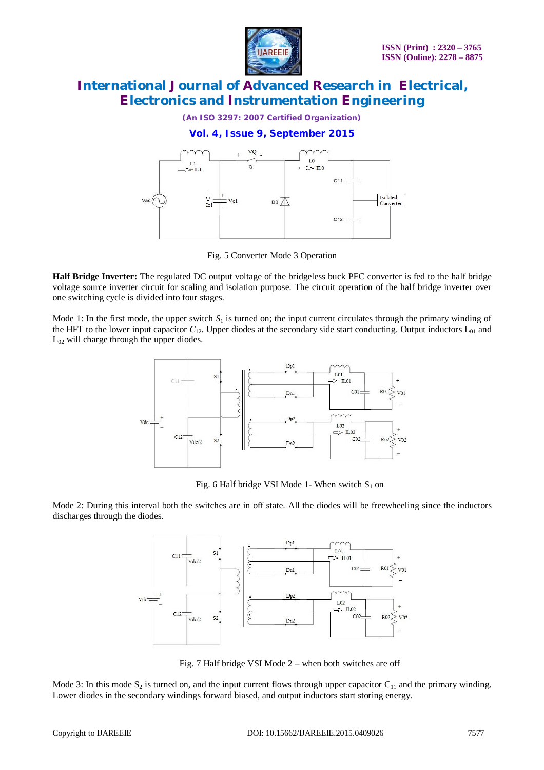Fig. 5 Converter Mode 3 Operation

**Half Bridge Inverter:** The regulated DC output voltage of the bridgeless buck PFC converter is fed to the half bridge voltage source inverter circuit for scaling and isolation purpose. The circuit operation of the half bridge inverter over one switching cycle is divided into four stages.

Mode 1: In the first mode, the upper switch $S_1$ is turned on; the input current circulates through the primary winding of the HFT to the lower input capacitor $C_{12}$. Upper diodes at the secondary side start conducting. Output inductors $L_{01}$ and $L_{02}$ will charge through the upper diodes.

Fig. 6 Half bridge VSI Mode 1- When switch $S_1$ on

Mode 2: During this interval both the switches are in off state. All the diodes will be freewheeling since the inductors discharges through the diodes.

Fig. 7 Half bridge VSI Mode 2 – when both switches are off

Mode 3: In this mode $S_2$ is turned on, and the input current flows through upper capacitor $C_{11}$ and the primary winding. Lower diodes in the secondary windings forward biased, and output inductors start storing energy.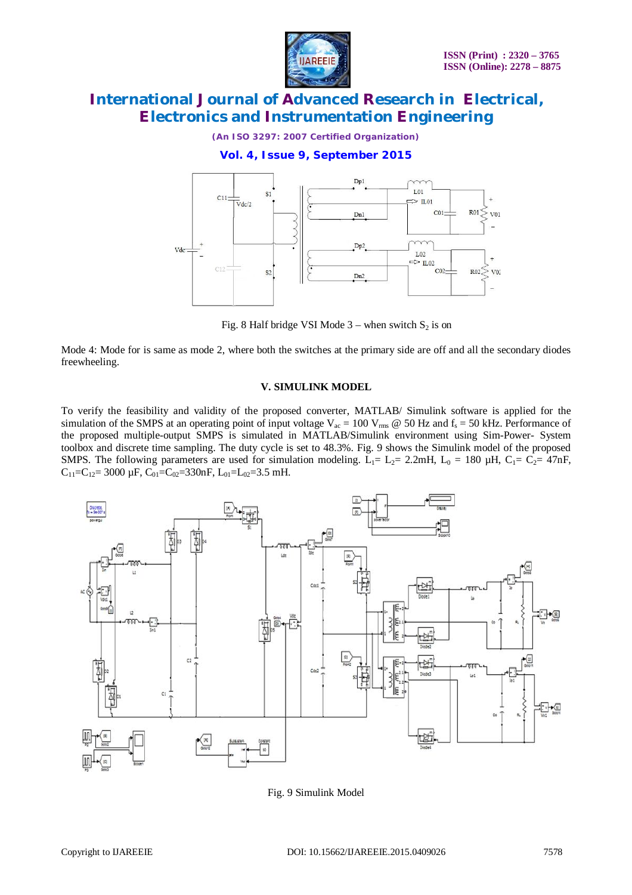Fig. 8 Half bridge VSI Mode 3 – when switch $S_2$ is on

Mode 4: Mode for is same as mode 2, where both the switches at the primary side are off and all the secondary diodes freewheeling.

## V. SIMULINK MODEL

To verify the feasibility and validity of the proposed converter, MATLAB/ Simulink software is applied for the simulation of the SMPS at an operating point of input voltage $V_{ac} = 100\ V_{rms}$ @ 50 Hz and $f_s = 50$ kHz. Performance of the proposed multiple-output SMPS is simulated in MATLAB/Simulink environment using Sim-Power- System toolbox and discrete time sampling. The duty cycle is set to 48.3%. Fig. 9 shows the Simulink model of the proposed SMPS. The following parameters are used for simulation modeling. $L_1 = L_2 = 2.2$mH, $L_0 = 180$ μH, $C_1 = C_2 = 47$nF, $C_{11} = C_{12} = 3000$ μF, $C_{01} = C_{02} = 330$nF, $L_{01} = L_{02} = 3.5$ mH.

Fig. 9 Simulink Model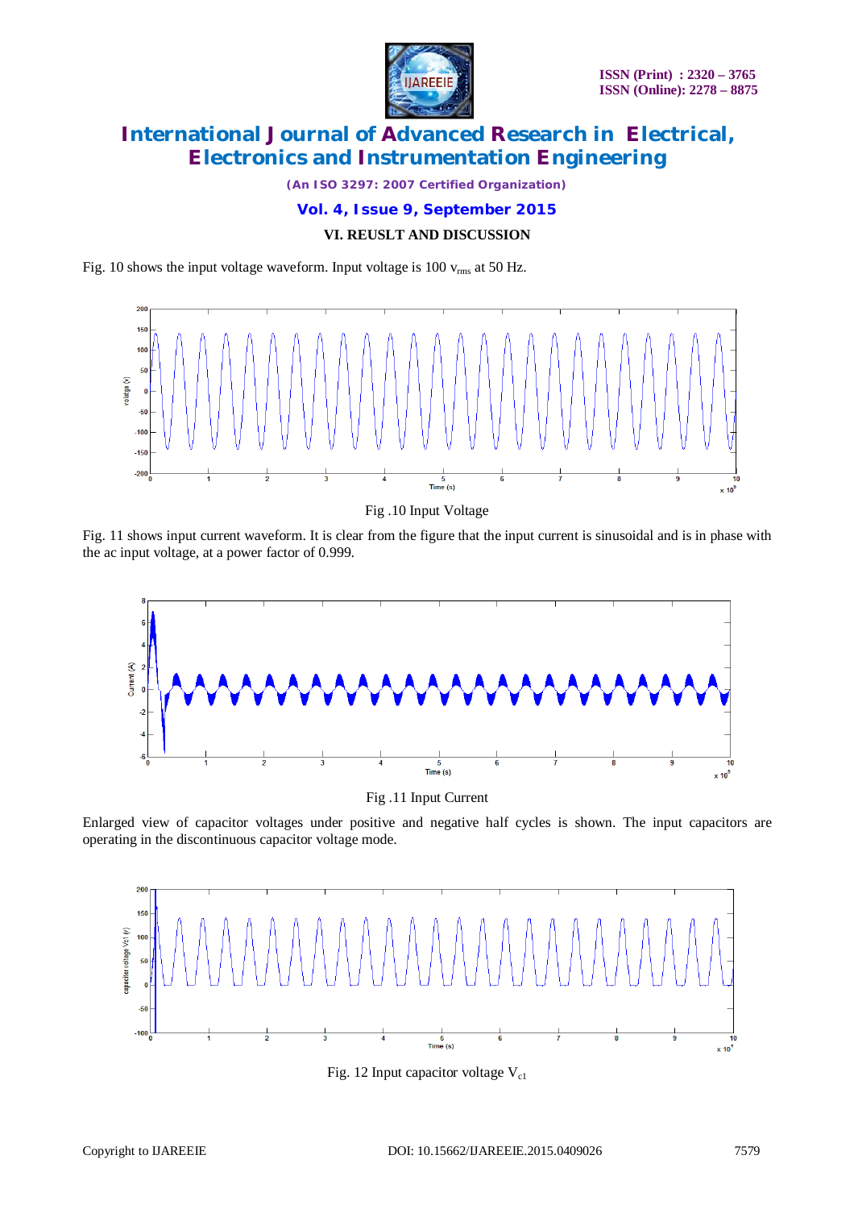## VI. REUSLT AND DISCUSSION

Fig. 10 shows the input voltage waveform. Input voltage is 100 $v_{rms}$ at 50 Hz.

Fig .10 Input Voltage

Fig. 11 shows input current waveform. It is clear from the figure that the input current is sinusoidal and is in phase with the ac input voltage, at a power factor of 0.999.

Fig .11 Input Current

Enlarged view of capacitor voltages under positive and negative half cycles is shown. The input capacitors are operating in the discontinuous capacitor voltage mode.

Fig. 12 Input capacitor voltage $V_{c1}$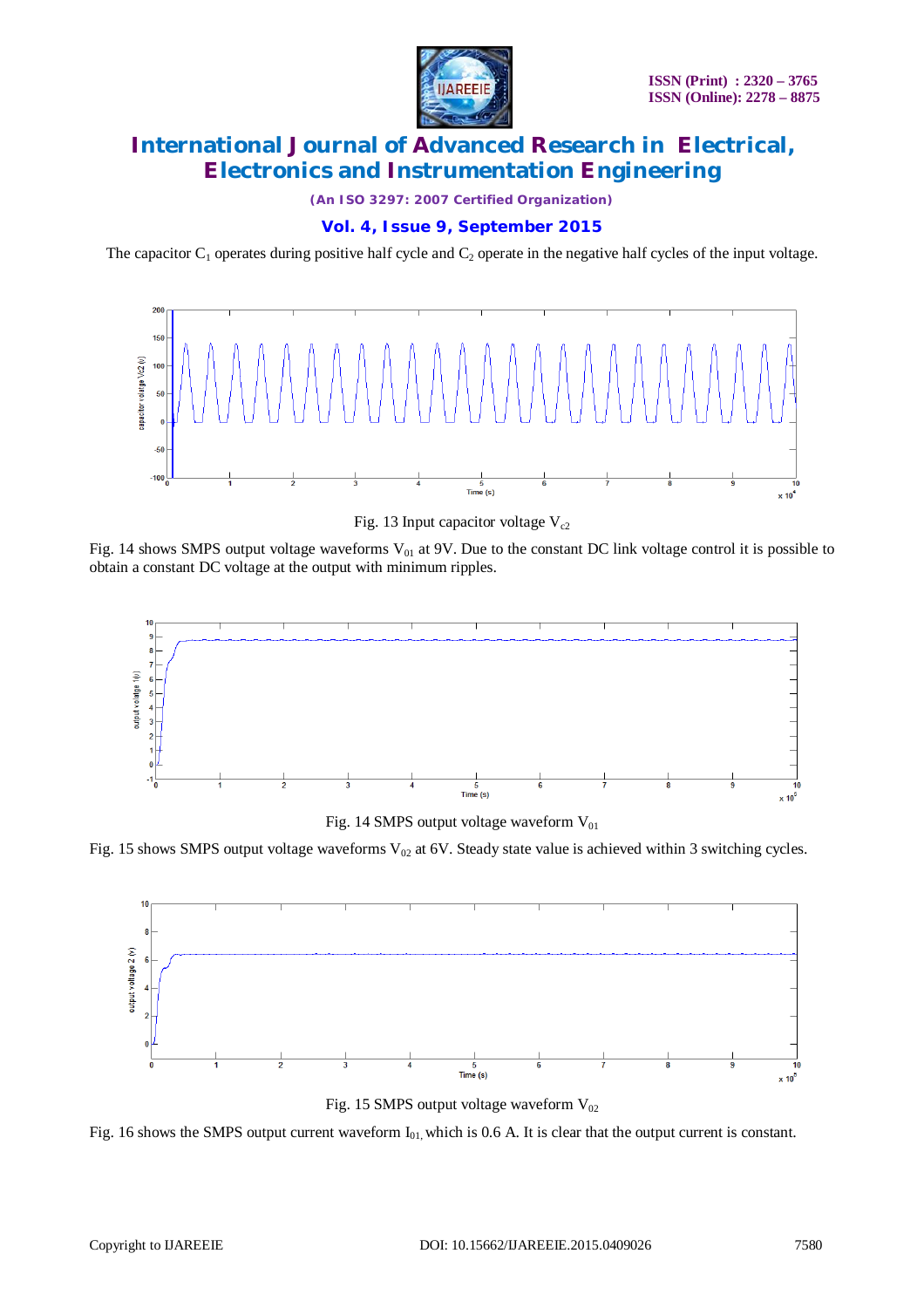The capacitor $C_1$ operates during positive half cycle and $C_2$ operate in the negative half cycles of the input voltage.

Fig. 13 Input capacitor voltage $V_{c2}$

Fig. 14 shows SMPS output voltage waveforms $V_{01}$ at 9V. Due to the constant DC link voltage control it is possible to obtain a constant DC voltage at the output with minimum ripples.

Fig. 14 SMPS output voltage waveform $V_{01}$

Fig. 15 shows SMPS output voltage waveforms $V_{02}$ at 6V. Steady state value is achieved within 3 switching cycles.

Fig. 15 SMPS output voltage waveform $V_{02}$

Fig. 16 shows the SMPS output current waveform $I_{01,}$ which is 0.6 A. It is clear that the output current is constant.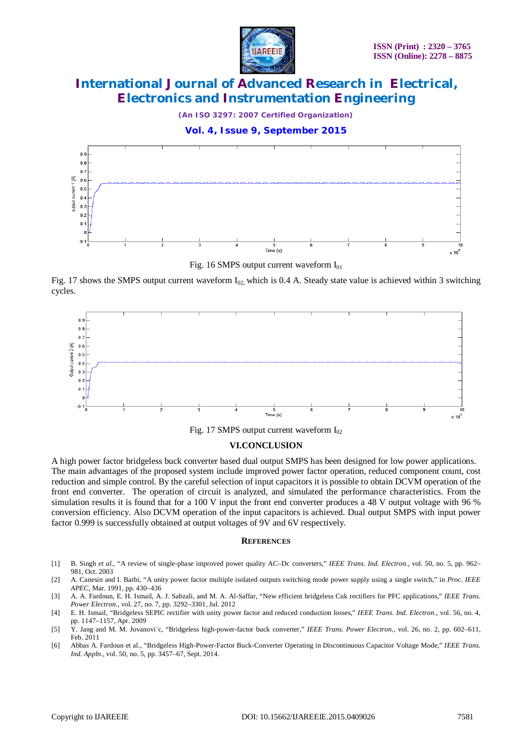0.9
0.8
0.7
0.6
0.5
0.4
0.3
0.2
0.1
0
-0.1

output current 1 (A)

0 1 2 3 4 5 6 7 8 9 10

Time (s)

x 10^5

Fig. 16 SMPS output current waveform $I_{01}$

Fig. 17 shows the SMPS output current waveform $I_{02}$, which is 0.4 A. Steady state value is achieved within 3 switching cycles.

0.9
0.8
0.7
0.6
0.5
0.4
0.3
0.2
0.1
0
-0.1

Output current 2 (A)

0 1 2 3 4 5 6 7 8 9 10

Time (s)

x 10^5

Fig. 17 SMPS output current waveform $I_{02}$

## VI.CONCLUSION

A high power factor bridgeless buck converter based dual output SMPS has been designed for low power applications. The main advantages of the proposed system include improved power factor operation, reduced component count, cost reduction and simple control. By the careful selection of input capacitors it is possible to obtain DCVM operation of the front end converter. The operation of circuit is analyzed, and simulated the performance characteristics. From the simulation results it is found that for a 100 V input the front end converter produces a 48 V output voltage with 96 % conversion efficiency. Also DCVM operation of the input capacitors is achieved. Dual output SMPS with input power factor 0.999 is successfully obtained at output voltages of 9V and 6V respectively.

## REFERENCES

[1] B. Singh *et al*., "A review of single-phase improved power quality AC–Dc converters," *IEEE Trans. Ind. Electron.*, vol. 50, no. 5, pp. 962–981, Oct. 2003

[2] A. Canesin and I. Barbi, "A unity power factor multiple isolated outputs switching mode power supply using a single switch," in *Proc. IEEE APEC*, Mar. 1991, pp. 430–436

[3] A. A. Fardoun, E. H. Ismail, A. J. Sabzali, and M. A. Al-Saffar, "New efficient bridgeless Cuk rectifiers for PFC applications," *IEEE Trans. Power Electron.*, vol. 27, no. 7, pp. 3292–3301, Jul. 2012

[4] E. H. Ismail, "Bridgeless SEPIC rectifier with unity power factor and reduced conduction losses," *IEEE Trans. Ind. Electron.*, vol. 56, no. 4, pp. 1147–1157, Apr. 2009

[5] Y. Jang and M. M. Jovanovi´c, "Bridgeless high-power-factor buck converter," *IEEE Trans. Power Electron.*, vol. 26, no. 2, pp. 602–611, Feb. 2011

[6] Abbas A. Fardoun et al., "Bridgeless High-Power-Factor Buck-Converter Operating in Discontinuous Capacitor Voltage Mode," *IEEE Trans. Ind. Appln.*, vol. 50, no. 5, pp. 3457–67, Sept. 2014.